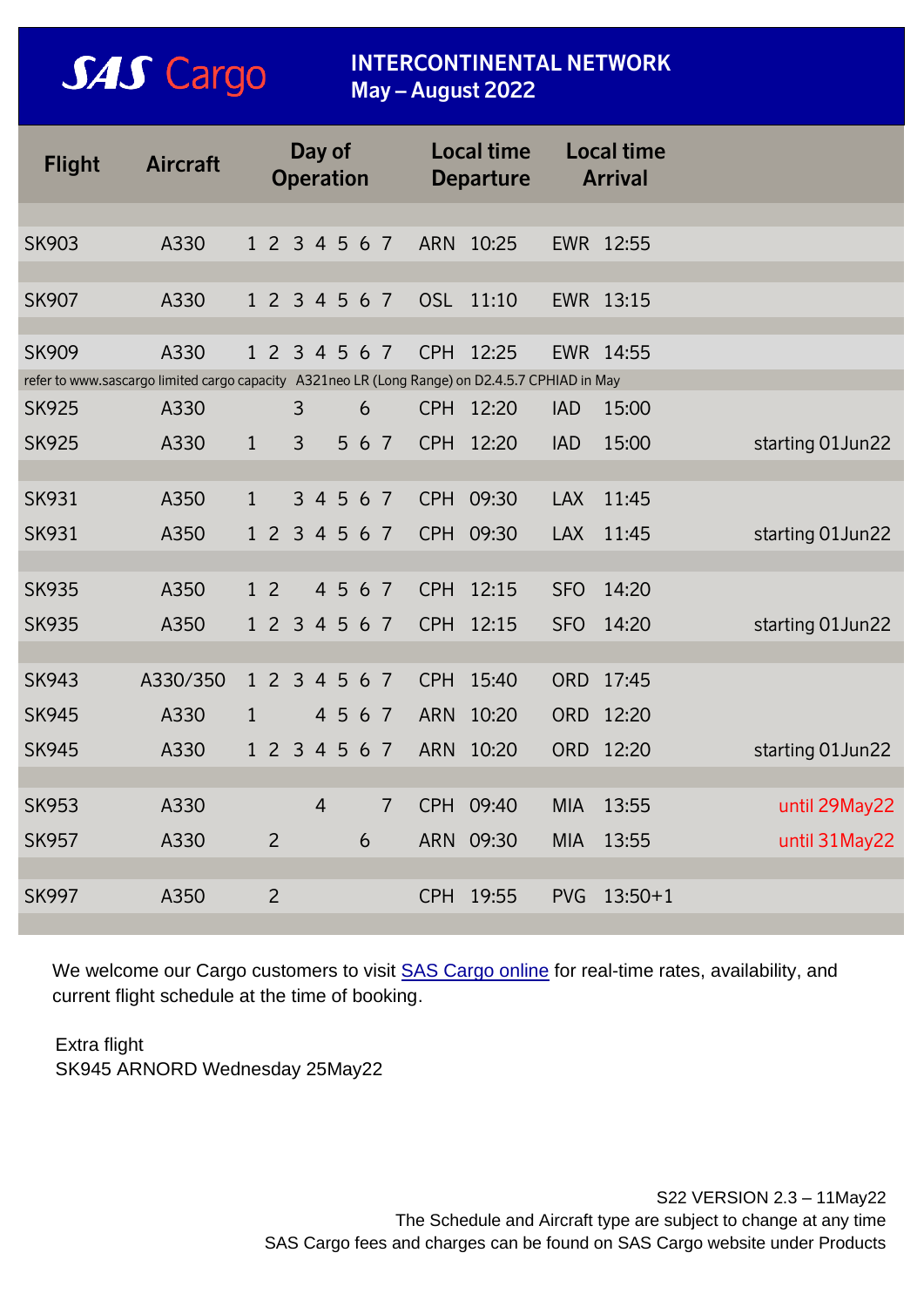# SAS Cargo

## INTERCONTINENTAL NETWORK
## May – August 2022

| Flight | Aircraft | Day of Operation | Local time Departure | Local time Arrival | |
|---|---|---|---|---|---|
| SK903 | A330 | 1 2 3 4 5 6 7 | ARN 10:25 | EWR 12:55 | |
| SK907 | A330 | 1 2 3 4 5 6 7 | OSL 11:10 | EWR 13:15 | |
| SK909 | A330 | 1 2 3 4 5 6 7 | CPH 12:25 | EWR 14:55 | |
| refer to www.sascargo limited cargo capacity A321neo LR (Long Range) on D2.4.5.7 CPHIAD in May | | | | | |
| SK925 | A330 | 3 6 | CPH 12:20 | IAD 15:00 | |
| SK925 | A330 | 1 3 5 6 7 | CPH 12:20 | IAD 15:00 | starting 01Jun22 |
| SK931 | A350 | 1 3 4 5 6 7 | CPH 09:30 | LAX 11:45 | |
| SK931 | A350 | 1 2 3 4 5 6 7 | CPH 09:30 | LAX 11:45 | starting 01Jun22 |
| SK935 | A350 | 1 2 4 5 6 7 | CPH 12:15 | SFO 14:20 | |
| SK935 | A350 | 1 2 3 4 5 6 7 | CPH 12:15 | SFO 14:20 | starting 01Jun22 |
| SK943 | A330/350 | 1 2 3 4 5 6 7 | CPH 15:40 | ORD 17:45 | |
| SK945 | A330 | 1 4 5 6 7 | ARN 10:20 | ORD 12:20 | |
| SK945 | A330 | 1 2 3 4 5 6 7 | ARN 10:20 | ORD 12:20 | starting 01Jun22 |
| SK953 | A330 | 4 7 | CPH 09:40 | MIA 13:55 | until 29May22 |
| SK957 | A330 | 2 6 | ARN 09:30 | MIA 13:55 | until 31May22 |
| SK997 | A350 | 2 | CPH 19:55 | PVG 13:50+1 | |

We welcome our Cargo customers to visit SAS Cargo online for real-time rates, availability, and current flight schedule at the time of booking.

Extra flight
SK945 ARNORD Wednesday 25May22

S22 VERSION 2.3 – 11May22
The Schedule and Aircraft type are subject to change at any time
SAS Cargo fees and charges can be found on SAS Cargo website under Products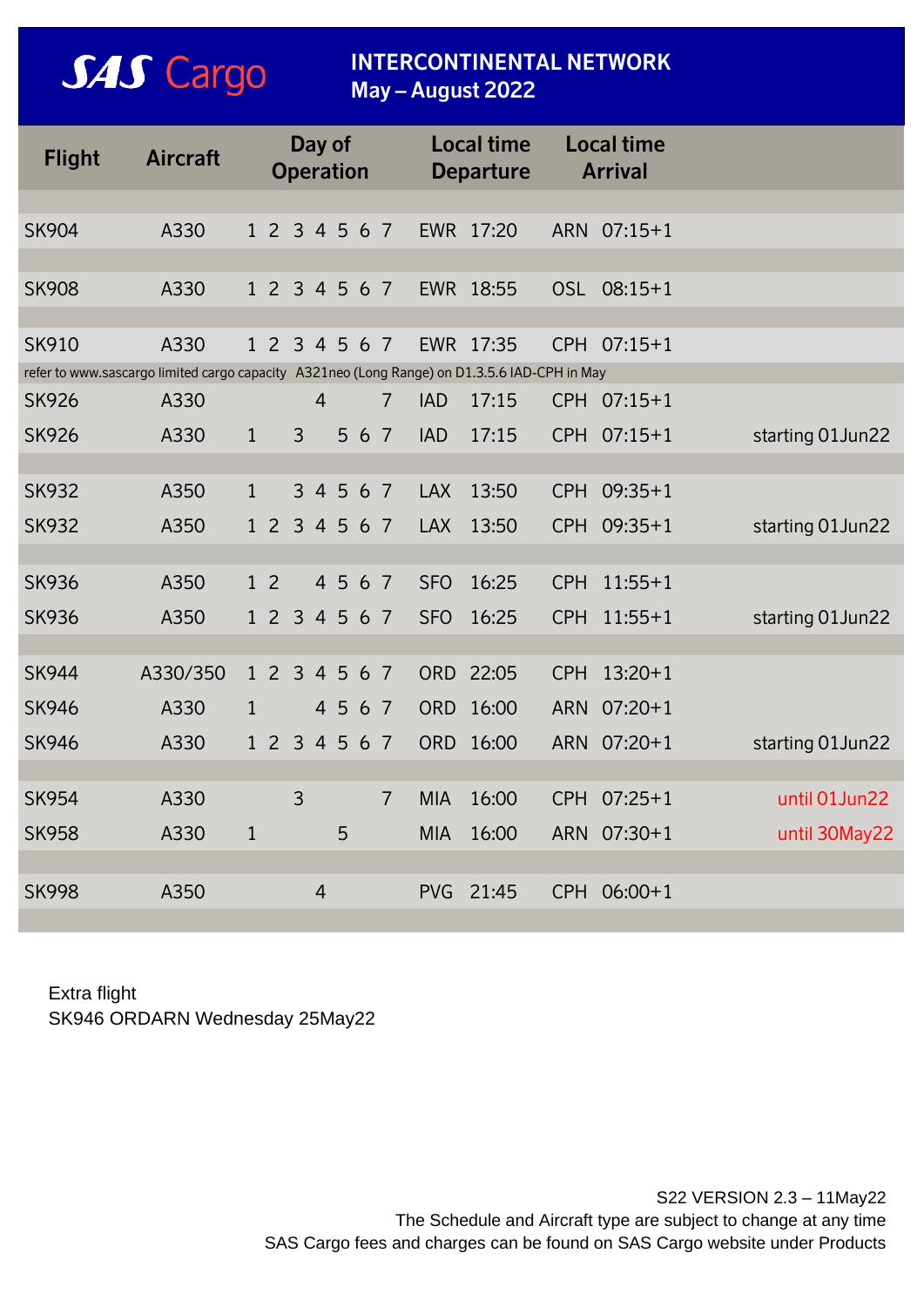# SAS Cargo

## INTERCONTINENTAL NETWORK
## May – August 2022

| Flight | Aircraft | Day of Operation | Local time Departure | Local time Arrival | |
|---|---|---|---|---|---|
| SK904 | A330 | 1 2 3 4 5 6 7 | EWR 17:20 | ARN 07:15+1 | |
| SK908 | A330 | 1 2 3 4 5 6 7 | EWR 18:55 | OSL 08:15+1 | |
| SK910 | A330 | 1 2 3 4 5 6 7 | EWR 17:35 | CPH 07:15+1 | |
| refer to www.sascargo limited cargo capacity A321neo (Long Range) on D1.3.5.6 IAD-CPH in May | | | | | |
| SK926 | A330 | 4 7 | IAD 17:15 | CPH 07:15+1 | |
| SK926 | A330 | 1 3 5 6 7 | IAD 17:15 | CPH 07:15+1 | starting 01Jun22 |
| SK932 | A350 | 1 3 4 5 6 7 | LAX 13:50 | CPH 09:35+1 | |
| SK932 | A350 | 1 2 3 4 5 6 7 | LAX 13:50 | CPH 09:35+1 | starting 01Jun22 |
| SK936 | A350 | 1 2 4 5 6 7 | SFO 16:25 | CPH 11:55+1 | |
| SK936 | A350 | 1 2 3 4 5 6 7 | SFO 16:25 | CPH 11:55+1 | starting 01Jun22 |
| SK944 | A330/350 | 1 2 3 4 5 6 7 | ORD 22:05 | CPH 13:20+1 | |
| SK946 | A330 | 1 4 5 6 7 | ORD 16:00 | ARN 07:20+1 | |
| SK946 | A330 | 1 2 3 4 5 6 7 | ORD 16:00 | ARN 07:20+1 | starting 01Jun22 |
| SK954 | A330 | 3 7 | MIA 16:00 | CPH 07:25+1 | until 01Jun22 |
| SK958 | A330 | 1 5 | MIA 16:00 | ARN 07:30+1 | until 30May22 |
| SK998 | A350 | 4 | PVG 21:45 | CPH 06:00+1 | |

Extra flight
SK946 ORDARN Wednesday 25May22

S22 VERSION 2.3 – 11May22
The Schedule and Aircraft type are subject to change at any time
SAS Cargo fees and charges can be found on SAS Cargo website under Products